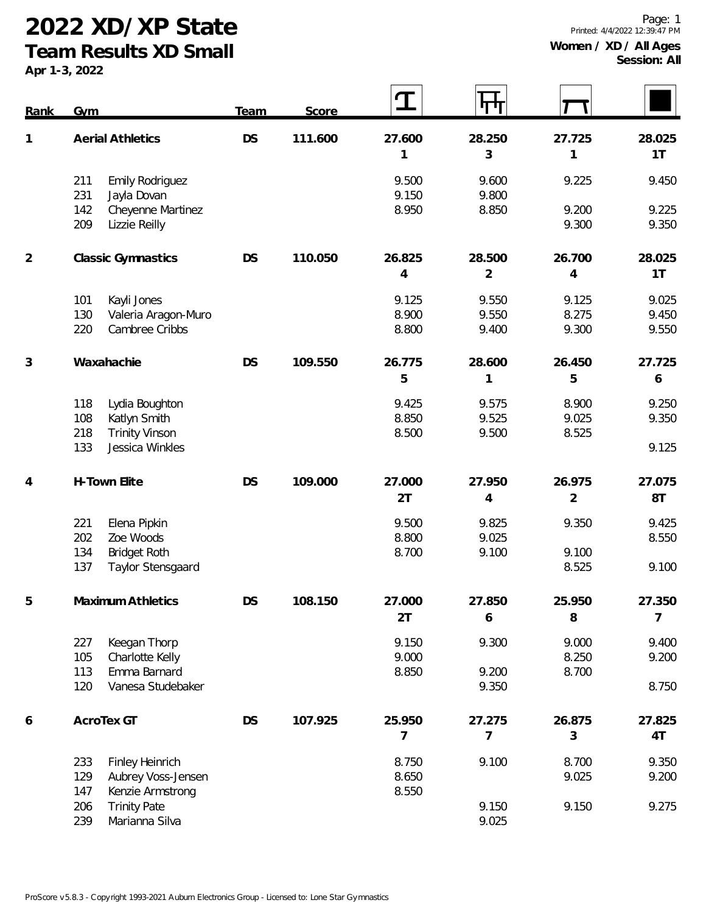# 2022 XD/XP State

## Team Results XD Small

Apr 1-3, 2022

Printed: 4/4/2022 12:39:47 PM

**Women / XD / All Ages**
**Session: All**

| Rank | Gym | | Team | Score | Vault | Bars | Beam | Floor |
|---|---|---|---|---|---|---|---|---|
| 1 | **Aerial Athletics** | | DS | 111.600 | 27.600<br>1 | 28.250<br>3 | 27.725<br>1 | 28.025<br>1T |
| | 211 | Emily Rodriguez | | | 9.500 | 9.600 | 9.225 | 9.450 |
| | 231 | Jayla Dovan | | | 9.150 | 9.800 | | |
| | 142 | Cheyenne Martinez | | | 8.950 | 8.850 | 9.200 | 9.225 |
| | 209 | Lizzie Reilly | | | | | 9.300 | 9.350 |
| 2 | **Classic Gymnastics** | | DS | 110.050 | 26.825<br>4 | 28.500<br>2 | 26.700<br>4 | 28.025<br>1T |
| | 101 | Kayli Jones | | | 9.125 | 9.550 | 9.125 | 9.025 |
| | 130 | Valeria Aragon-Muro | | | 8.900 | 9.550 | 8.275 | 9.450 |
| | 220 | Cambree Cribbs | | | 8.800 | 9.400 | 9.300 | 9.550 |
| 3 | **Waxahachie** | | DS | 109.550 | 26.775<br>5 | 28.600<br>1 | 26.450<br>5 | 27.725<br>6 |
| | 118 | Lydia Boughton | | | 9.425 | 9.575 | 8.900 | 9.250 |
| | 108 | Katlyn Smith | | | 8.850 | 9.525 | 9.025 | 9.350 |
| | 218 | Trinity Vinson | | | 8.500 | 9.500 | 8.525 | |
| | 133 | Jessica Winkles | | | | | | 9.125 |
| 4 | **H-Town Elite** | | DS | 109.000 | 27.000<br>2T | 27.950<br>4 | 26.975<br>2 | 27.075<br>8T |
| | 221 | Elena Pipkin | | | 9.500 | 9.825 | 9.350 | 9.425 |
| | 202 | Zoe Woods | | | 8.800 | 9.025 | | 8.550 |
| | 134 | Bridget Roth | | | 8.700 | 9.100 | 9.100 | |
| | 137 | Taylor Stensgaard | | | | | 8.525 | 9.100 |
| 5 | **Maximum Athletics** | | DS | 108.150 | 27.000<br>2T | 27.850<br>6 | 25.950<br>8 | 27.350<br>7 |
| | 227 | Keegan Thorp | | | 9.150 | 9.300 | 9.000 | 9.400 |
| | 105 | Charlotte Kelly | | | 9.000 | | 8.250 | 9.200 |
| | 113 | Emma Barnard | | | 8.850 | 9.200 | 8.700 | |
| | 120 | Vanesa Studebaker | | | | 9.350 | | 8.750 |
| 6 | **AcroTex GT** | | DS | 107.925 | 25.950<br>7 | 27.275<br>7 | 26.875<br>3 | 27.825<br>4T |
| | 233 | Finley Heinrich | | | 8.750 | 9.100 | 8.700 | 9.350 |
| | 129 | Aubrey Voss-Jensen | | | 8.650 | | 9.025 | 9.200 |
| | 147 | Kenzie Armstrong | | | 8.550 | | | |
| | 206 | Trinity Pate | | | | 9.150 | 9.150 | 9.275 |
| | 239 | Marianna Silva | | | | 9.025 | | |

ProScore v5.8.3 - Copyright 1993-2021 Auburn Electronics Group - Licensed to: Lone Star Gymnastics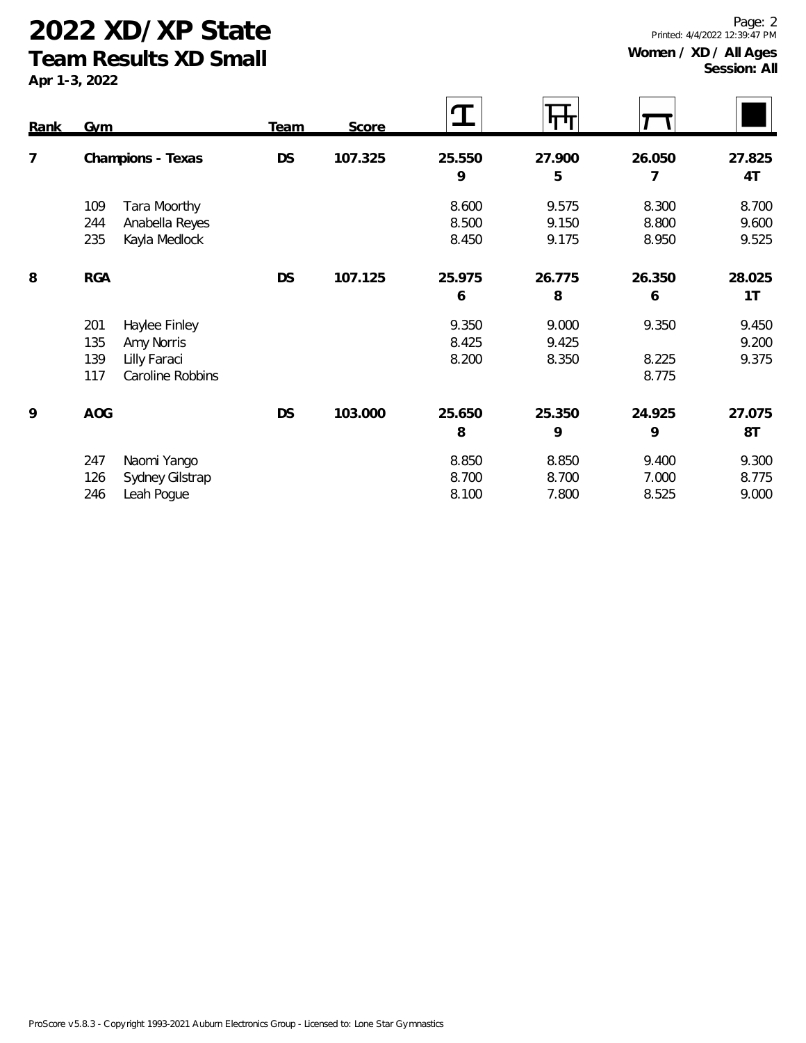# 2022 XD/XP State

## Team Results XD Small

**Apr 1-3, 2022**

**Women / XD / All Ages**
**Session: All**

| Rank | Gym | | Team | Score | Vault | Bars | Beam | Floor |
|---|---|---|---|---|---|---|---|---|
| **7** | **Champions - Texas** | | **DS** | **107.325** | **25.550** | **27.900** | **26.050** | **27.825** |
| | | | | | **9** | **5** | **7** | **4T** |
| | 109 | Tara Moorthy | | | 8.600 | 9.575 | 8.300 | 8.700 |
| | 244 | Anabella Reyes | | | 8.500 | 9.150 | 8.800 | 9.600 |
| | 235 | Kayla Medlock | | | 8.450 | 9.175 | 8.950 | 9.525 |
| **8** | **RGA** | | **DS** | **107.125** | **25.975** | **26.775** | **26.350** | **28.025** |
| | | | | | **6** | **8** | **6** | **1T** |
| | 201 | Haylee Finley | | | 9.350 | 9.000 | 9.350 | 9.450 |
| | 135 | Amy Norris | | | 8.425 | 9.425 | | 9.200 |
| | 139 | Lilly Faraci | | | 8.200 | 8.350 | 8.225 | 9.375 |
| | 117 | Caroline Robbins | | | | | 8.775 | |
| **9** | **AOG** | | **DS** | **103.000** | **25.650** | **25.350** | **24.925** | **27.075** |
| | | | | | **8** | **9** | **9** | **8T** |
| | 247 | Naomi Yango | | | 8.850 | 8.850 | 9.400 | 9.300 |
| | 126 | Sydney Gilstrap | | | 8.700 | 8.700 | 7.000 | 8.775 |
| | 246 | Leah Pogue | | | 8.100 | 7.800 | 8.525 | 9.000 |

ProScore v5.8.3 - Copyright 1993-2021 Auburn Electronics Group - Licensed to: Lone Star Gymnastics